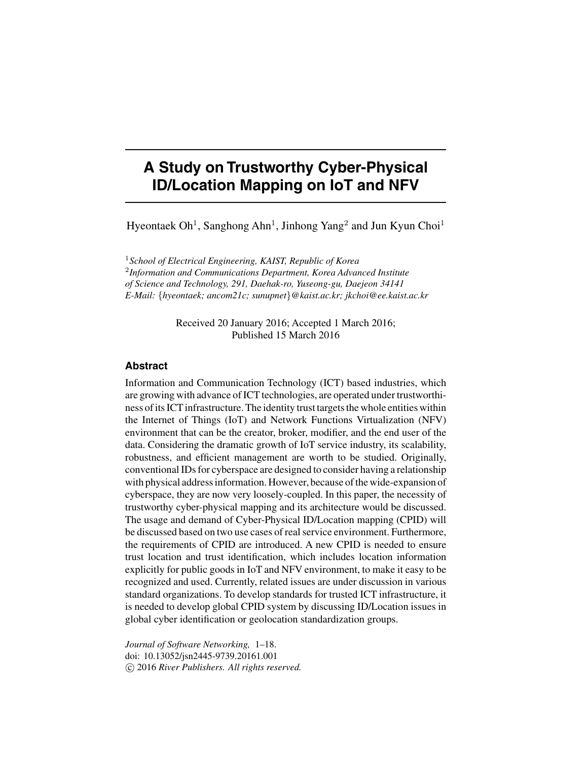# A Study on Trustworthy Cyber-Physical ID/Location Mapping on IoT and NFV

Hyeontaek Oh[1], Sanghong Ahn[1], Jinhong Yang[2] and Jun Kyun Choi[1]

[1]*School of Electrical Engineering, KAIST, Republic of Korea*
[2]*Information and Communications Department, Korea Advanced Institute of Science and Technology, 291, Daehak-ro, Yuseong-gu, Daejeon 34141*
*E-Mail: {hyeontaek; ancom21c; sunupnet}@kaist.ac.kr; jkchoi@ee.kaist.ac.kr*

Received 20 January 2016; Accepted 1 March 2016;
Published 15 March 2016

## Abstract

Information and Communication Technology (ICT) based industries, which are growing with advance of ICT technologies, are operated under trustworthiness of its ICT infrastructure. The identity trust targets the whole entities within the Internet of Things (IoT) and Network Functions Virtualization (NFV) environment that can be the creator, broker, modifier, and the end user of the data. Considering the dramatic growth of IoT service industry, its scalability, robustness, and efficient management are worth to be studied. Originally, conventional IDs for cyberspace are designed to consider having a relationship with physical address information. However, because of the wide-expansion of cyberspace, they are now very loosely-coupled. In this paper, the necessity of trustworthy cyber-physical mapping and its architecture would be discussed. The usage and demand of Cyber-Physical ID/Location mapping (CPID) will be discussed based on two use cases of real service environment. Furthermore, the requirements of CPID are introduced. A new CPID is needed to ensure trust location and trust identification, which includes location information explicitly for public goods in IoT and NFV environment, to make it easy to be recognized and used. Currently, related issues are under discussion in various standard organizations. To develop standards for trusted ICT infrastructure, it is needed to develop global CPID system by discussing ID/Location issues in global cyber identification or geolocation standardization groups.

*Journal of Software Networking,* 1–18.
doi: 10.13052/jsn2445-9739.20161.001
© 2016 *River Publishers. All rights reserved.*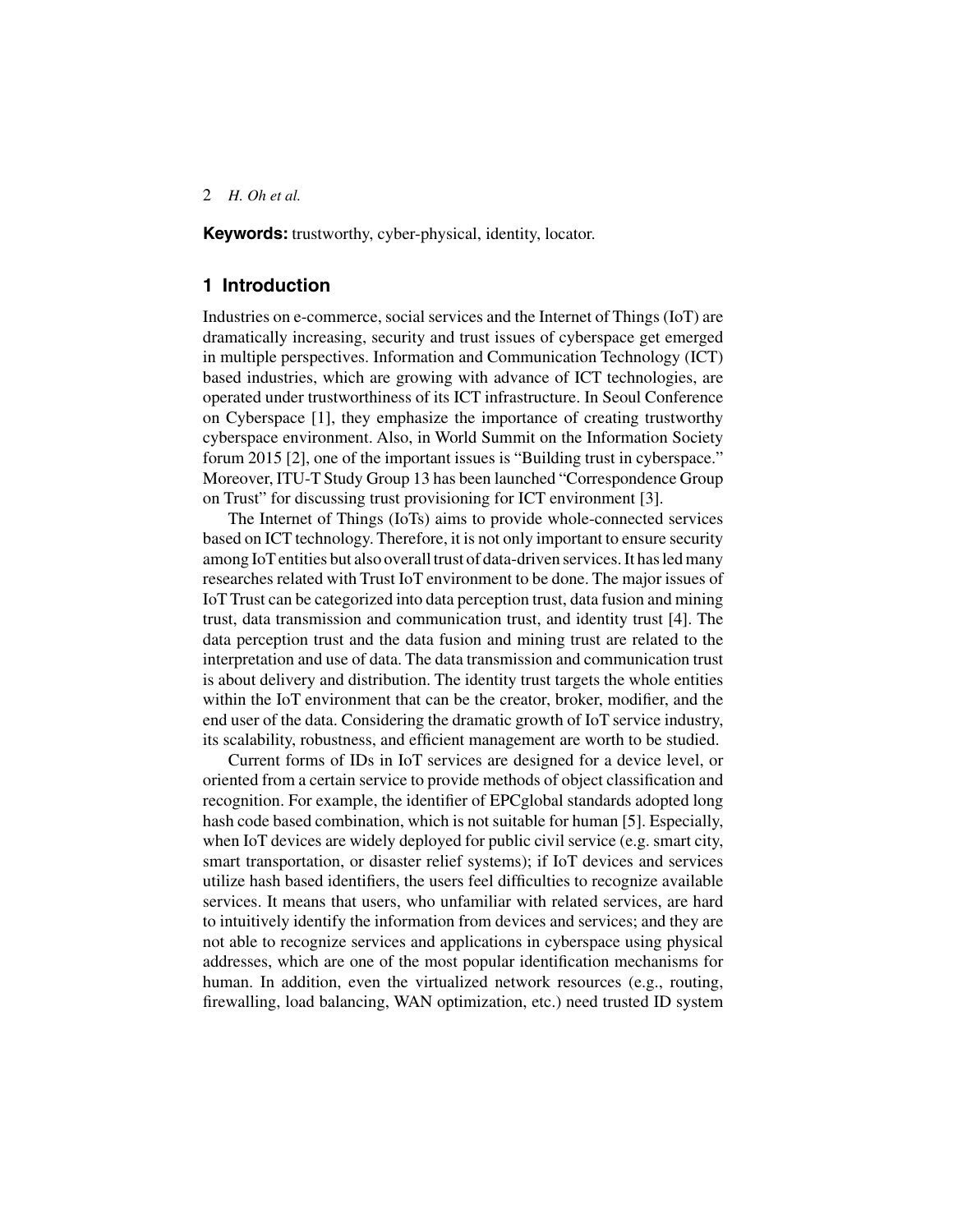**Keywords:** trustworthy, cyber-physical, identity, locator.

## 1 Introduction

Industries on e-commerce, social services and the Internet of Things (IoT) are dramatically increasing, security and trust issues of cyberspace get emerged in multiple perspectives. Information and Communication Technology (ICT) based industries, which are growing with advance of ICT technologies, are operated under trustworthiness of its ICT infrastructure. In Seoul Conference on Cyberspace [1], they emphasize the importance of creating trustworthy cyberspace environment. Also, in World Summit on the Information Society forum 2015 [2], one of the important issues is "Building trust in cyberspace." Moreover, ITU-T Study Group 13 has been launched "Correspondence Group on Trust" for discussing trust provisioning for ICT environment [3].

The Internet of Things (IoTs) aims to provide whole-connected services based on ICT technology. Therefore, it is not only important to ensure security among IoT entities but also overall trust of data-driven services. It has led many researches related with Trust IoT environment to be done. The major issues of IoT Trust can be categorized into data perception trust, data fusion and mining trust, data transmission and communication trust, and identity trust [4]. The data perception trust and the data fusion and mining trust are related to the interpretation and use of data. The data transmission and communication trust is about delivery and distribution. The identity trust targets the whole entities within the IoT environment that can be the creator, broker, modifier, and the end user of the data. Considering the dramatic growth of IoT service industry, its scalability, robustness, and efficient management are worth to be studied.

Current forms of IDs in IoT services are designed for a device level, or oriented from a certain service to provide methods of object classification and recognition. For example, the identifier of EPCglobal standards adopted long hash code based combination, which is not suitable for human [5]. Especially, when IoT devices are widely deployed for public civil service (e.g. smart city, smart transportation, or disaster relief systems); if IoT devices and services utilize hash based identifiers, the users feel difficulties to recognize available services. It means that users, who unfamiliar with related services, are hard to intuitively identify the information from devices and services; and they are not able to recognize services and applications in cyberspace using physical addresses, which are one of the most popular identification mechanisms for human. In addition, even the virtualized network resources (e.g., routing, firewalling, load balancing, WAN optimization, etc.) need trusted ID system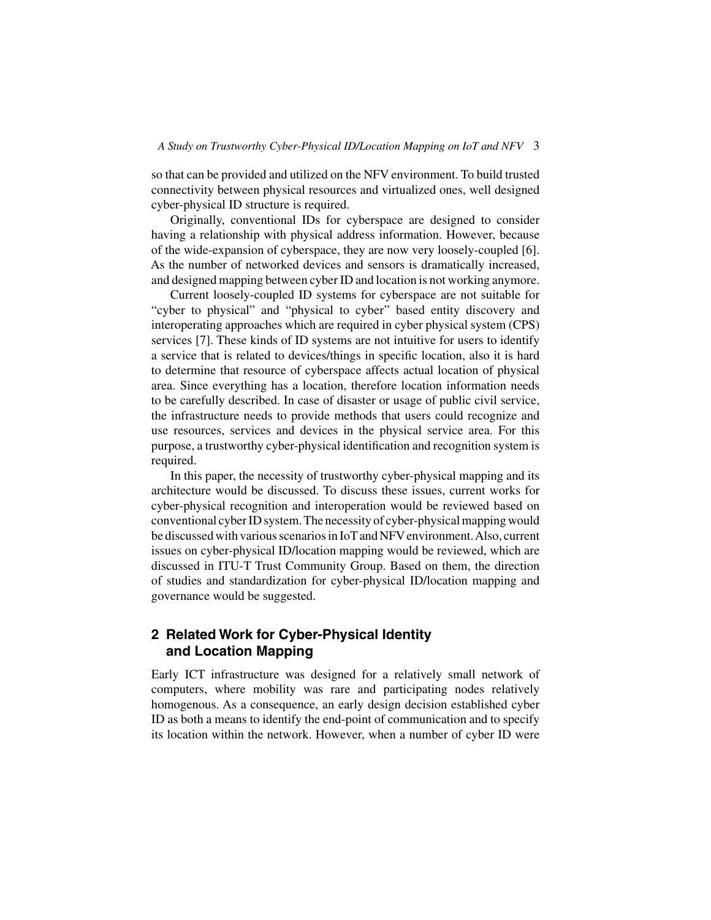so that can be provided and utilized on the NFV environment. To build trusted connectivity between physical resources and virtualized ones, well designed cyber-physical ID structure is required.

Originally, conventional IDs for cyberspace are designed to consider having a relationship with physical address information. However, because of the wide-expansion of cyberspace, they are now very loosely-coupled [6]. As the number of networked devices and sensors is dramatically increased, and designed mapping between cyber ID and location is not working anymore.

Current loosely-coupled ID systems for cyberspace are not suitable for "cyber to physical" and "physical to cyber" based entity discovery and interoperating approaches which are required in cyber physical system (CPS) services [7]. These kinds of ID systems are not intuitive for users to identify a service that is related to devices/things in specific location, also it is hard to determine that resource of cyberspace affects actual location of physical area. Since everything has a location, therefore location information needs to be carefully described. In case of disaster or usage of public civil service, the infrastructure needs to provide methods that users could recognize and use resources, services and devices in the physical service area. For this purpose, a trustworthy cyber-physical identification and recognition system is required.

In this paper, the necessity of trustworthy cyber-physical mapping and its architecture would be discussed. To discuss these issues, current works for cyber-physical recognition and interoperation would be reviewed based on conventional cyber ID system. The necessity of cyber-physical mapping would be discussed with various scenarios in IoT and NFV environment. Also, current issues on cyber-physical ID/location mapping would be reviewed, which are discussed in ITU-T Trust Community Group. Based on them, the direction of studies and standardization for cyber-physical ID/location mapping and governance would be suggested.

## 2 Related Work for Cyber-Physical Identity and Location Mapping

Early ICT infrastructure was designed for a relatively small network of computers, where mobility was rare and participating nodes relatively homogenous. As a consequence, an early design decision established cyber ID as both a means to identify the end-point of communication and to specify its location within the network. However, when a number of cyber ID were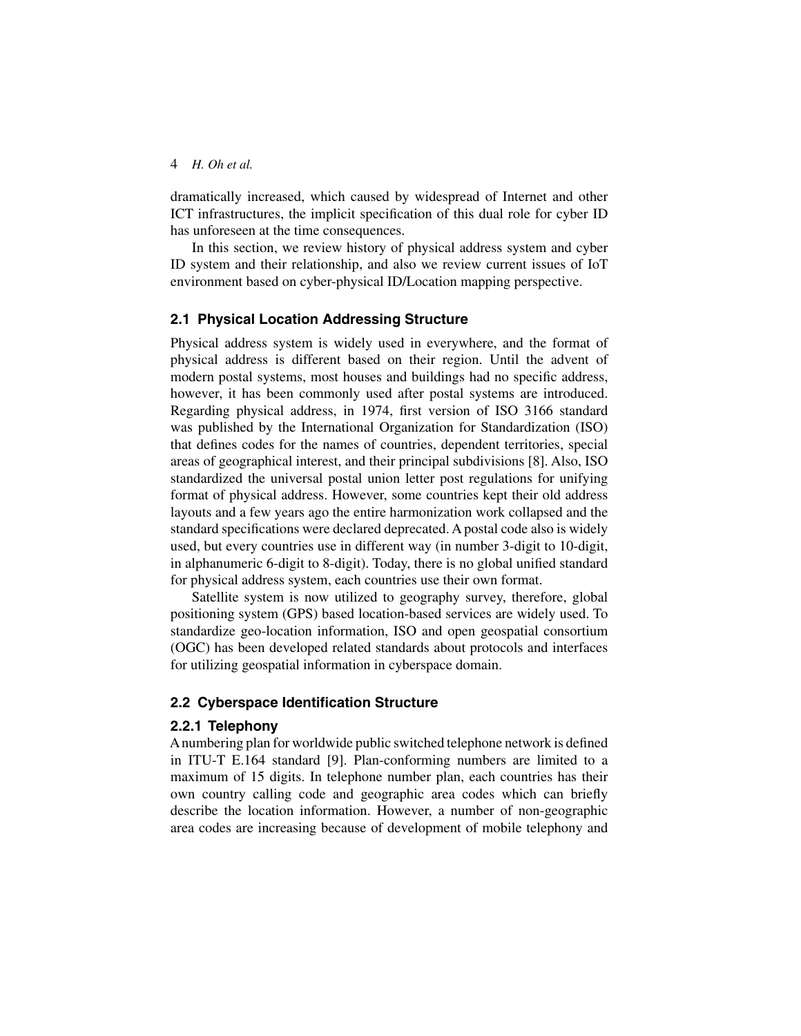dramatically increased, which caused by widespread of Internet and other ICT infrastructures, the implicit specification of this dual role for cyber ID has unforeseen at the time consequences.

In this section, we review history of physical address system and cyber ID system and their relationship, and also we review current issues of IoT environment based on cyber-physical ID/Location mapping perspective.

## 2.1 Physical Location Addressing Structure

Physical address system is widely used in everywhere, and the format of physical address is different based on their region. Until the advent of modern postal systems, most houses and buildings had no specific address, however, it has been commonly used after postal systems are introduced. Regarding physical address, in 1974, first version of ISO 3166 standard was published by the International Organization for Standardization (ISO) that defines codes for the names of countries, dependent territories, special areas of geographical interest, and their principal subdivisions [8]. Also, ISO standardized the universal postal union letter post regulations for unifying format of physical address. However, some countries kept their old address layouts and a few years ago the entire harmonization work collapsed and the standard specifications were declared deprecated. A postal code also is widely used, but every countries use in different way (in number 3-digit to 10-digit, in alphanumeric 6-digit to 8-digit). Today, there is no global unified standard for physical address system, each countries use their own format.

Satellite system is now utilized to geography survey, therefore, global positioning system (GPS) based location-based services are widely used. To standardize geo-location information, ISO and open geospatial consortium (OGC) has been developed related standards about protocols and interfaces for utilizing geospatial information in cyberspace domain.

## 2.2 Cyberspace Identification Structure

### 2.2.1 Telephony

A numbering plan for worldwide public switched telephone network is defined in ITU-T E.164 standard [9]. Plan-conforming numbers are limited to a maximum of 15 digits. In telephone number plan, each countries has their own country calling code and geographic area codes which can briefly describe the location information. However, a number of non-geographic area codes are increasing because of development of mobile telephony and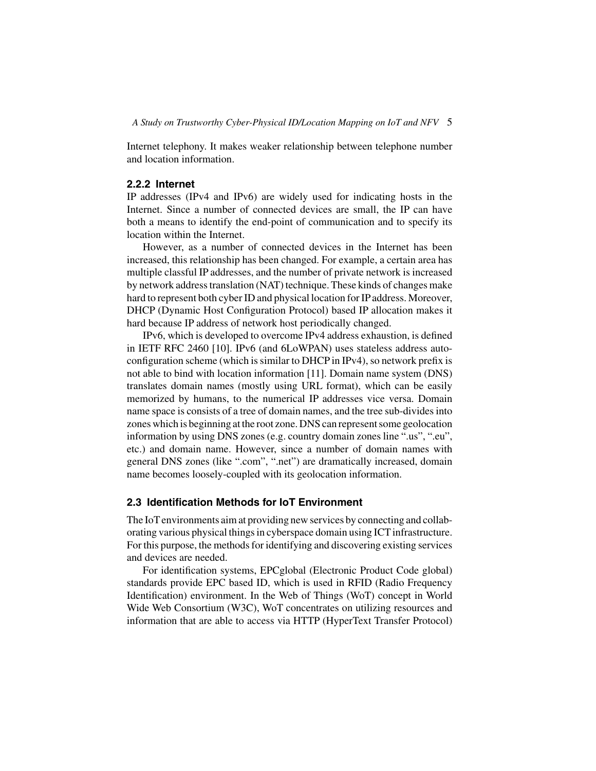Internet telephony. It makes weaker relationship between telephone number and location information.

### 2.2.2 Internet

IP addresses (IPv4 and IPv6) are widely used for indicating hosts in the Internet. Since a number of connected devices are small, the IP can have both a means to identify the end-point of communication and to specify its location within the Internet.

However, as a number of connected devices in the Internet has been increased, this relationship has been changed. For example, a certain area has multiple classful IP addresses, and the number of private network is increased by network address translation (NAT) technique. These kinds of changes make hard to represent both cyber ID and physical location for IP address. Moreover, DHCP (Dynamic Host Configuration Protocol) based IP allocation makes it hard because IP address of network host periodically changed.

IPv6, which is developed to overcome IPv4 address exhaustion, is defined in IETF RFC 2460 [10]. IPv6 (and 6LoWPAN) uses stateless address auto-configuration scheme (which is similar to DHCP in IPv4), so network prefix is not able to bind with location information [11]. Domain name system (DNS) translates domain names (mostly using URL format), which can be easily memorized by humans, to the numerical IP addresses vice versa. Domain name space is consists of a tree of domain names, and the tree sub-divides into zones which is beginning at the root zone. DNS can represent some geolocation information by using DNS zones (e.g. country domain zones line ".us", ".eu", etc.) and domain name. However, since a number of domain names with general DNS zones (like ".com", ".net") are dramatically increased, domain name becomes loosely-coupled with its geolocation information.

## 2.3 Identification Methods for IoT Environment

The IoT environments aim at providing new services by connecting and collaborating various physical things in cyberspace domain using ICT infrastructure. For this purpose, the methods for identifying and discovering existing services and devices are needed.

For identification systems, EPCglobal (Electronic Product Code global) standards provide EPC based ID, which is used in RFID (Radio Frequency Identification) environment. In the Web of Things (WoT) concept in World Wide Web Consortium (W3C), WoT concentrates on utilizing resources and information that are able to access via HTTP (HyperText Transfer Protocol)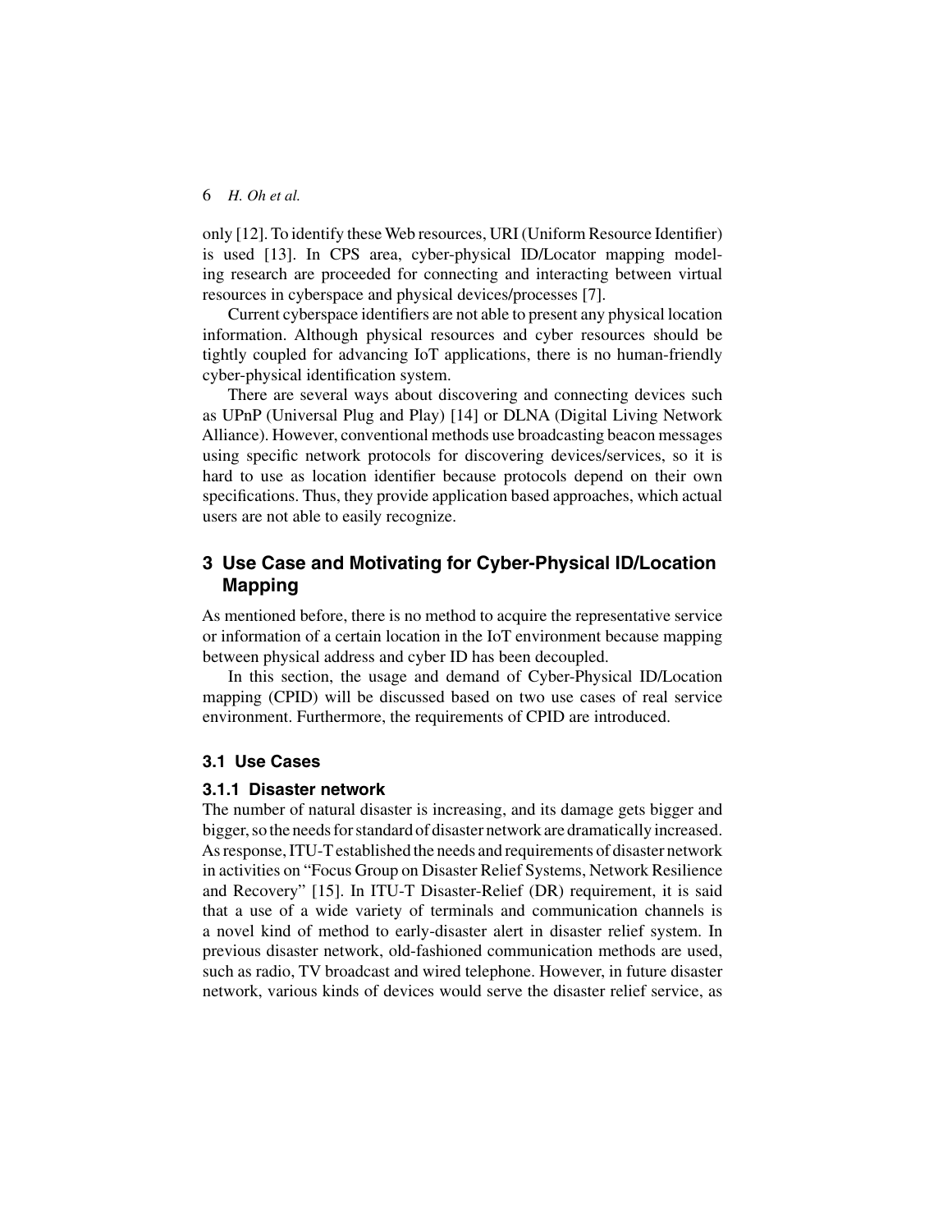only [12]. To identify these Web resources, URI (Uniform Resource Identifier) is used [13]. In CPS area, cyber-physical ID/Locator mapping modeling research are proceeded for connecting and interacting between virtual resources in cyberspace and physical devices/processes [7].

Current cyberspace identifiers are not able to present any physical location information. Although physical resources and cyber resources should be tightly coupled for advancing IoT applications, there is no human-friendly cyber-physical identification system.

There are several ways about discovering and connecting devices such as UPnP (Universal Plug and Play) [14] or DLNA (Digital Living Network Alliance). However, conventional methods use broadcasting beacon messages using specific network protocols for discovering devices/services, so it is hard to use as location identifier because protocols depend on their own specifications. Thus, they provide application based approaches, which actual users are not able to easily recognize.

## 3 Use Case and Motivating for Cyber-Physical ID/Location Mapping

As mentioned before, there is no method to acquire the representative service or information of a certain location in the IoT environment because mapping between physical address and cyber ID has been decoupled.

In this section, the usage and demand of Cyber-Physical ID/Location mapping (CPID) will be discussed based on two use cases of real service environment. Furthermore, the requirements of CPID are introduced.

### 3.1 Use Cases

#### 3.1.1 Disaster network

The number of natural disaster is increasing, and its damage gets bigger and bigger, so the needs for standard of disaster network are dramatically increased. As response, ITU-T established the needs and requirements of disaster network in activities on "Focus Group on Disaster Relief Systems, Network Resilience and Recovery" [15]. In ITU-T Disaster-Relief (DR) requirement, it is said that a use of a wide variety of terminals and communication channels is a novel kind of method to early-disaster alert in disaster relief system. In previous disaster network, old-fashioned communication methods are used, such as radio, TV broadcast and wired telephone. However, in future disaster network, various kinds of devices would serve the disaster relief service, as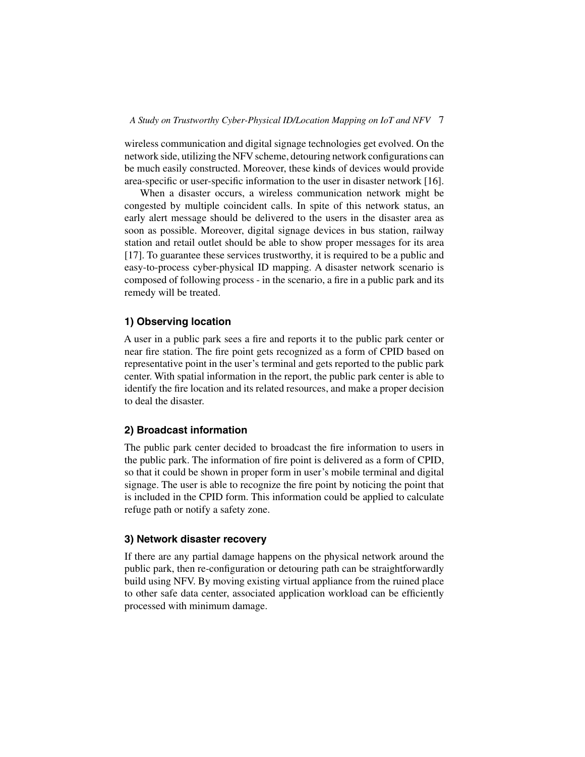wireless communication and digital signage technologies get evolved. On the network side, utilizing the NFV scheme, detouring network configurations can be much easily constructed. Moreover, these kinds of devices would provide area-specific or user-specific information to the user in disaster network [16].

When a disaster occurs, a wireless communication network might be congested by multiple coincident calls. In spite of this network status, an early alert message should be delivered to the users in the disaster area as soon as possible. Moreover, digital signage devices in bus station, railway station and retail outlet should be able to show proper messages for its area [17]. To guarantee these services trustworthy, it is required to be a public and easy-to-process cyber-physical ID mapping. A disaster network scenario is composed of following process - in the scenario, a fire in a public park and its remedy will be treated.

### 1) Observing location

A user in a public park sees a fire and reports it to the public park center or near fire station. The fire point gets recognized as a form of CPID based on representative point in the user's terminal and gets reported to the public park center. With spatial information in the report, the public park center is able to identify the fire location and its related resources, and make a proper decision to deal the disaster.

### 2) Broadcast information

The public park center decided to broadcast the fire information to users in the public park. The information of fire point is delivered as a form of CPID, so that it could be shown in proper form in user's mobile terminal and digital signage. The user is able to recognize the fire point by noticing the point that is included in the CPID form. This information could be applied to calculate refuge path or notify a safety zone.

### 3) Network disaster recovery

If there are any partial damage happens on the physical network around the public park, then re-configuration or detouring path can be straightforwardly build using NFV. By moving existing virtual appliance from the ruined place to other safe data center, associated application workload can be efficiently processed with minimum damage.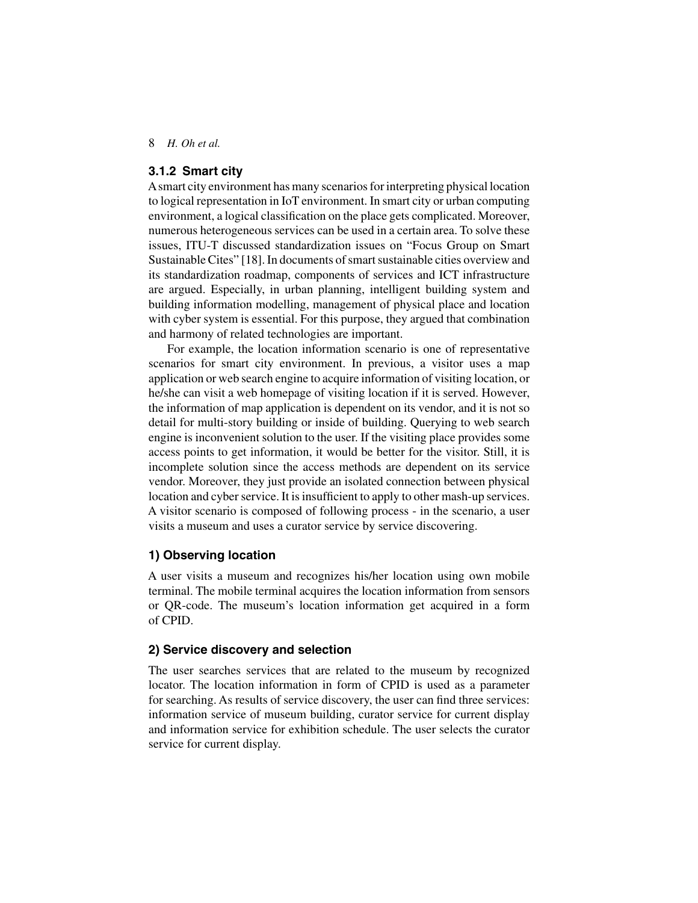### 3.1.2 Smart city

A smart city environment has many scenarios for interpreting physical location to logical representation in IoT environment. In smart city or urban computing environment, a logical classification on the place gets complicated. Moreover, numerous heterogeneous services can be used in a certain area. To solve these issues, ITU-T discussed standardization issues on "Focus Group on Smart Sustainable Cites" [18]. In documents of smart sustainable cities overview and its standardization roadmap, components of services and ICT infrastructure are argued. Especially, in urban planning, intelligent building system and building information modelling, management of physical place and location with cyber system is essential. For this purpose, they argued that combination and harmony of related technologies are important.

For example, the location information scenario is one of representative scenarios for smart city environment. In previous, a visitor uses a map application or web search engine to acquire information of visiting location, or he/she can visit a web homepage of visiting location if it is served. However, the information of map application is dependent on its vendor, and it is not so detail for multi-story building or inside of building. Querying to web search engine is inconvenient solution to the user. If the visiting place provides some access points to get information, it would be better for the visitor. Still, it is incomplete solution since the access methods are dependent on its service vendor. Moreover, they just provide an isolated connection between physical location and cyber service. It is insufficient to apply to other mash-up services. A visitor scenario is composed of following process - in the scenario, a user visits a museum and uses a curator service by service discovering.

#### 1) Observing location

A user visits a museum and recognizes his/her location using own mobile terminal. The mobile terminal acquires the location information from sensors or QR-code. The museum's location information get acquired in a form of CPID.

#### 2) Service discovery and selection

The user searches services that are related to the museum by recognized locator. The location information in form of CPID is used as a parameter for searching. As results of service discovery, the user can find three services: information service of museum building, curator service for current display and information service for exhibition schedule. The user selects the curator service for current display.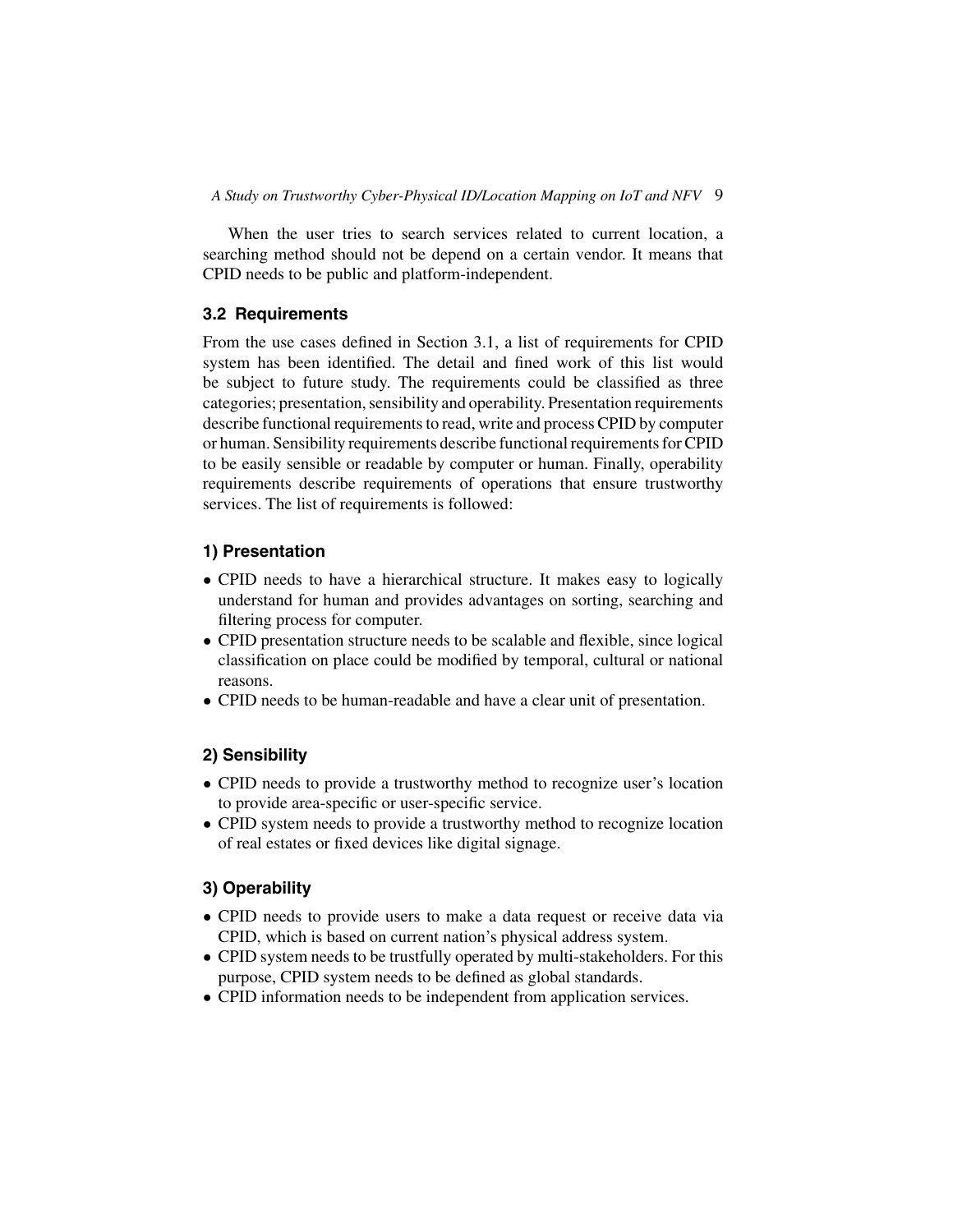When the user tries to search services related to current location, a searching method should not be depend on a certain vendor. It means that CPID needs to be public and platform-independent.

### 3.2 Requirements

From the use cases defined in Section 3.1, a list of requirements for CPID system has been identified. The detail and fined work of this list would be subject to future study. The requirements could be classified as three categories; presentation, sensibility and operability. Presentation requirements describe functional requirements to read, write and process CPID by computer or human. Sensibility requirements describe functional requirements for CPID to be easily sensible or readable by computer or human. Finally, operability requirements describe requirements of operations that ensure trustworthy services. The list of requirements is followed:

#### 1) Presentation

- CPID needs to have a hierarchical structure. It makes easy to logically understand for human and provides advantages on sorting, searching and filtering process for computer.
- CPID presentation structure needs to be scalable and flexible, since logical classification on place could be modified by temporal, cultural or national reasons.
- CPID needs to be human-readable and have a clear unit of presentation.

#### 2) Sensibility

- CPID needs to provide a trustworthy method to recognize user's location to provide area-specific or user-specific service.
- CPID system needs to provide a trustworthy method to recognize location of real estates or fixed devices like digital signage.

#### 3) Operability

- CPID needs to provide users to make a data request or receive data via CPID, which is based on current nation's physical address system.
- CPID system needs to be trustfully operated by multi-stakeholders. For this purpose, CPID system needs to be defined as global standards.
- CPID information needs to be independent from application services.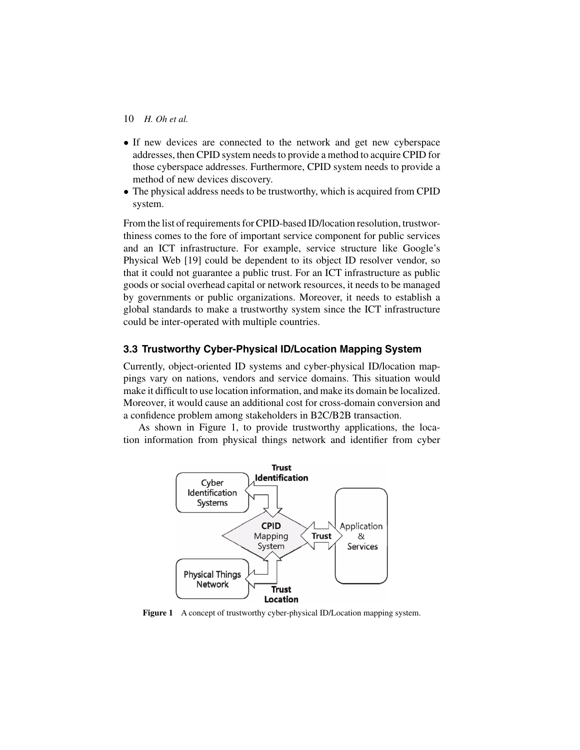- If new devices are connected to the network and get new cyberspace addresses, then CPID system needs to provide a method to acquire CPID for those cyberspace addresses. Furthermore, CPID system needs to provide a method of new devices discovery.
- The physical address needs to be trustworthy, which is acquired from CPID system.

From the list of requirements for CPID-based ID/location resolution, trustworthiness comes to the fore of important service component for public services and an ICT infrastructure. For example, service structure like Google's Physical Web [19] could be dependent to its object ID resolver vendor, so that it could not guarantee a public trust. For an ICT infrastructure as public goods or social overhead capital or network resources, it needs to be managed by governments or public organizations. Moreover, it needs to establish a global standards to make a trustworthy system since the ICT infrastructure could be inter-operated with multiple countries.

### 3.3 Trustworthy Cyber-Physical ID/Location Mapping System

Currently, object-oriented ID systems and cyber-physical ID/location mappings vary on nations, vendors and service domains. This situation would make it difficult to use location information, and make its domain be localized. Moreover, it would cause an additional cost for cross-domain conversion and a confidence problem among stakeholders in B2C/B2B transaction.

As shown in Figure 1, to provide trustworthy applications, the location information from physical things network and identifier from cyber

Figure 1 A concept of trustworthy cyber-physical ID/Location mapping system.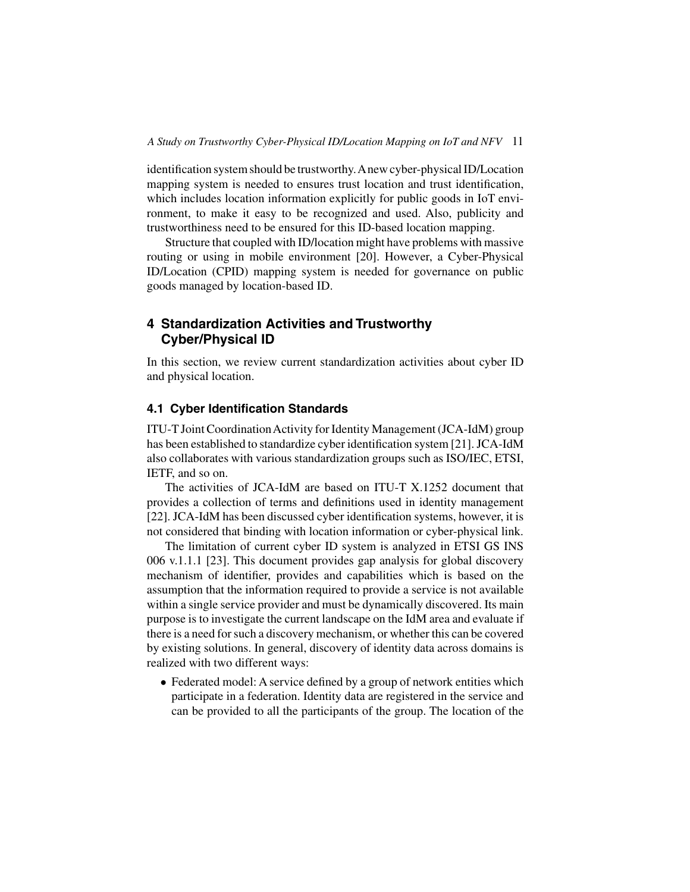identification system should be trustworthy. A new cyber-physical ID/Location mapping system is needed to ensures trust location and trust identification, which includes location information explicitly for public goods in IoT environment, to make it easy to be recognized and used. Also, publicity and trustworthiness need to be ensured for this ID-based location mapping.

Structure that coupled with ID/location might have problems with massive routing or using in mobile environment [20]. However, a Cyber-Physical ID/Location (CPID) mapping system is needed for governance on public goods managed by location-based ID.

## 4 Standardization Activities and Trustworthy Cyber/Physical ID

In this section, we review current standardization activities about cyber ID and physical location.

### 4.1 Cyber Identification Standards

ITU-T Joint Coordination Activity for Identity Management (JCA-IdM) group has been established to standardize cyber identification system [21]. JCA-IdM also collaborates with various standardization groups such as ISO/IEC, ETSI, IETF, and so on.

The activities of JCA-IdM are based on ITU-T X.1252 document that provides a collection of terms and definitions used in identity management [22]. JCA-IdM has been discussed cyber identification systems, however, it is not considered that binding with location information or cyber-physical link.

The limitation of current cyber ID system is analyzed in ETSI GS INS 006 v.1.1.1 [23]. This document provides gap analysis for global discovery mechanism of identifier, provides and capabilities which is based on the assumption that the information required to provide a service is not available within a single service provider and must be dynamically discovered. Its main purpose is to investigate the current landscape on the IdM area and evaluate if there is a need for such a discovery mechanism, or whether this can be covered by existing solutions. In general, discovery of identity data across domains is realized with two different ways:

- Federated model: A service defined by a group of network entities which participate in a federation. Identity data are registered in the service and can be provided to all the participants of the group. The location of the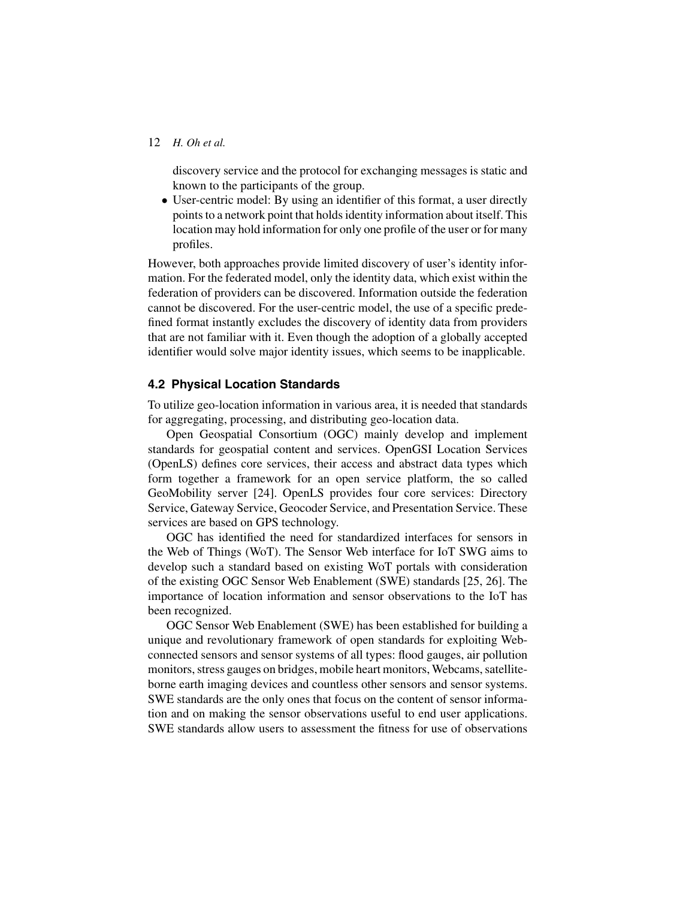discovery service and the protocol for exchanging messages is static and known to the participants of the group.

- User-centric model: By using an identifier of this format, a user directly points to a network point that holds identity information about itself. This location may hold information for only one profile of the user or for many profiles.

However, both approaches provide limited discovery of user's identity information. For the federated model, only the identity data, which exist within the federation of providers can be discovered. Information outside the federation cannot be discovered. For the user-centric model, the use of a specific predefined format instantly excludes the discovery of identity data from providers that are not familiar with it. Even though the adoption of a globally accepted identifier would solve major identity issues, which seems to be inapplicable.

### 4.2 Physical Location Standards

To utilize geo-location information in various area, it is needed that standards for aggregating, processing, and distributing geo-location data.

Open Geospatial Consortium (OGC) mainly develop and implement standards for geospatial content and services. OpenGSI Location Services (OpenLS) defines core services, their access and abstract data types which form together a framework for an open service platform, the so called GeoMobility server [24]. OpenLS provides four core services: Directory Service, Gateway Service, Geocoder Service, and Presentation Service. These services are based on GPS technology.

OGC has identified the need for standardized interfaces for sensors in the Web of Things (WoT). The Sensor Web interface for IoT SWG aims to develop such a standard based on existing WoT portals with consideration of the existing OGC Sensor Web Enablement (SWE) standards [25, 26]. The importance of location information and sensor observations to the IoT has been recognized.

OGC Sensor Web Enablement (SWE) has been established for building a unique and revolutionary framework of open standards for exploiting Web-connected sensors and sensor systems of all types: flood gauges, air pollution monitors, stress gauges on bridges, mobile heart monitors, Webcams, satellite-borne earth imaging devices and countless other sensors and sensor systems. SWE standards are the only ones that focus on the content of sensor information and on making the sensor observations useful to end user applications. SWE standards allow users to assessment the fitness for use of observations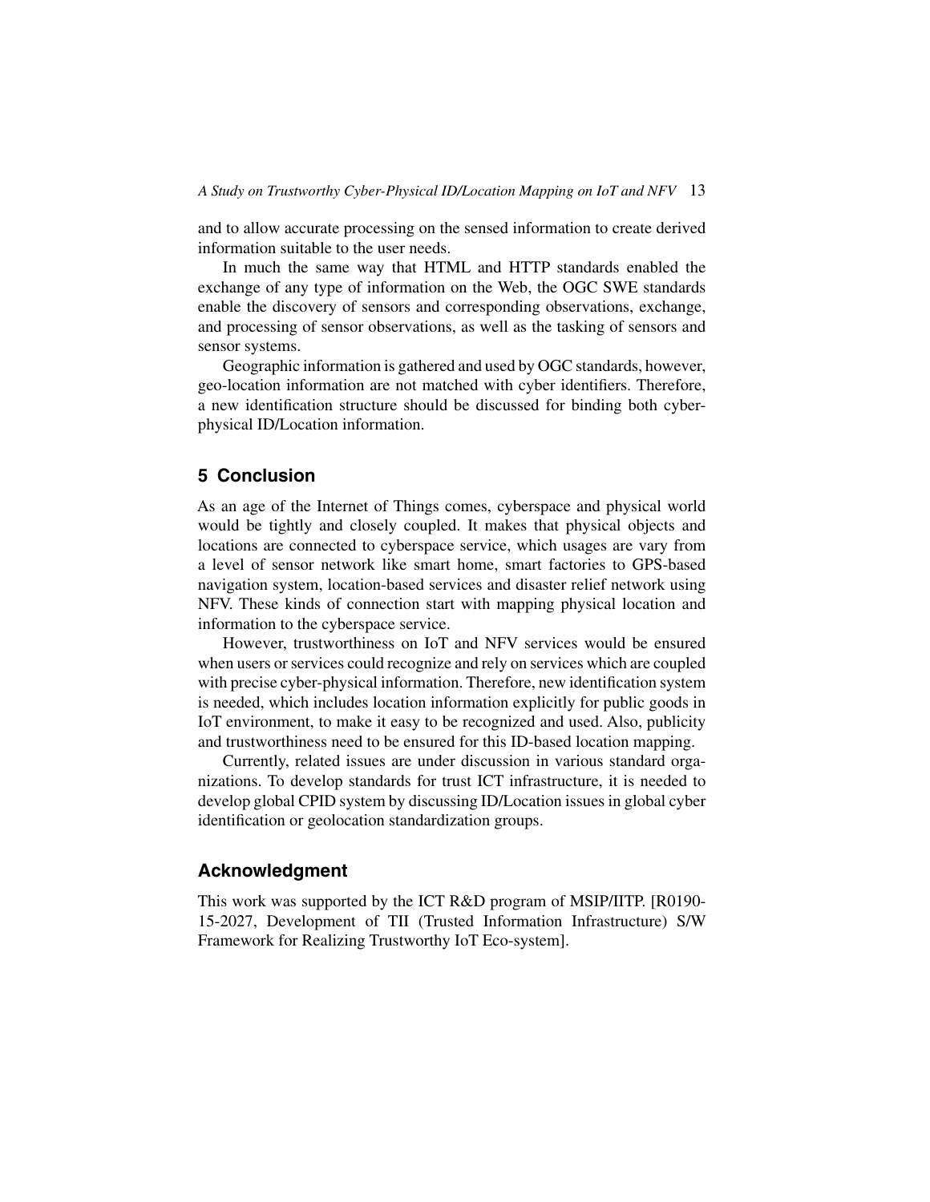and to allow accurate processing on the sensed information to create derived information suitable to the user needs.

In much the same way that HTML and HTTP standards enabled the exchange of any type of information on the Web, the OGC SWE standards enable the discovery of sensors and corresponding observations, exchange, and processing of sensor observations, as well as the tasking of sensors and sensor systems.

Geographic information is gathered and used by OGC standards, however, geo-location information are not matched with cyber identifiers. Therefore, a new identification structure should be discussed for binding both cyber-physical ID/Location information.

## 5 Conclusion

As an age of the Internet of Things comes, cyberspace and physical world would be tightly and closely coupled. It makes that physical objects and locations are connected to cyberspace service, which usages are vary from a level of sensor network like smart home, smart factories to GPS-based navigation system, location-based services and disaster relief network using NFV. These kinds of connection start with mapping physical location and information to the cyberspace service.

However, trustworthiness on IoT and NFV services would be ensured when users or services could recognize and rely on services which are coupled with precise cyber-physical information. Therefore, new identification system is needed, which includes location information explicitly for public goods in IoT environment, to make it easy to be recognized and used. Also, publicity and trustworthiness need to be ensured for this ID-based location mapping.

Currently, related issues are under discussion in various standard organizations. To develop standards for trust ICT infrastructure, it is needed to develop global CPID system by discussing ID/Location issues in global cyber identification or geolocation standardization groups.

## Acknowledgment

This work was supported by the ICT R&D program of MSIP/IITP. [R0190-15-2027, Development of TII (Trusted Information Infrastructure) S/W Framework for Realizing Trustworthy IoT Eco-system].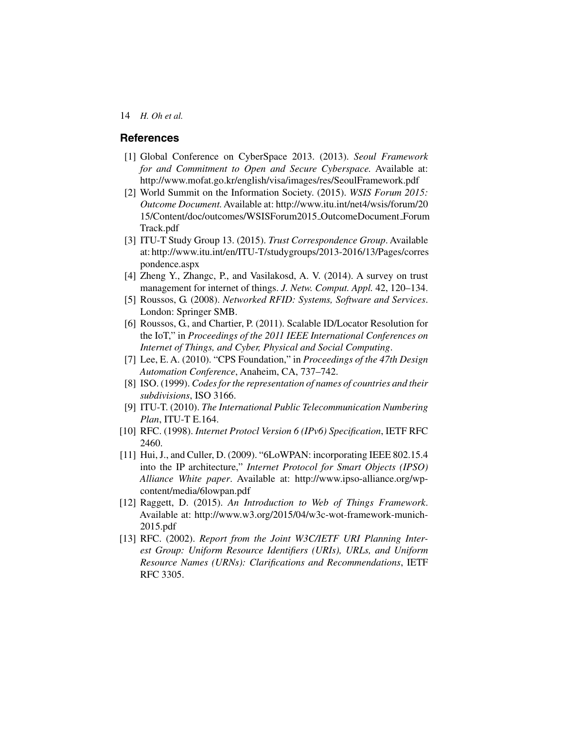## References

[1] Global Conference on CyberSpace 2013. (2013). *Seoul Framework for and Commitment to Open and Secure Cyberspace*. Available at: http://www.mofat.go.kr/english/visa/images/res/SeoulFramework.pdf

[2] World Summit on the Information Society. (2015). *WSIS Forum 2015: Outcome Document*. Available at: http://www.itu.int/net4/wsis/forum/2015/Content/doc/outcomes/WSISForum2015_OutcomeDocument_ForumTrack.pdf

[3] ITU-T Study Group 13. (2015). *Trust Correspondence Group*. Available at: http://www.itu.int/en/ITU-T/studygroups/2013-2016/13/Pages/correspondence.aspx

[4] Zheng Y., Zhangc, P., and Vasilakosd, A. V. (2014). A survey on trust management for internet of things. *J. Netw. Comput. Appl.* 42, 120–134.

[5] Roussos, G. (2008). *Networked RFID: Systems, Software and Services*. London: Springer SMB.

[6] Roussos, G., and Chartier, P. (2011). Scalable ID/Locator Resolution for the IoT," in *Proceedings of the 2011 IEEE International Conferences on Internet of Things, and Cyber, Physical and Social Computing*.

[7] Lee, E. A. (2010). "CPS Foundation," in *Proceedings of the 47th Design Automation Conference*, Anaheim, CA, 737–742.

[8] ISO. (1999). *Codes for the representation of names of countries and their subdivisions*, ISO 3166.

[9] ITU-T. (2010). *The International Public Telecommunication Numbering Plan*, ITU-T E.164.

[10] RFC. (1998). *Internet Protocl Version 6 (IPv6) Specification*, IETF RFC 2460.

[11] Hui, J., and Culler, D. (2009). "6LoWPAN: incorporating IEEE 802.15.4 into the IP architecture," *Internet Protocol for Smart Objects (IPSO) Alliance White paper*. Available at: http://www.ipso-alliance.org/wp-content/media/6lowpan.pdf

[12] Raggett, D. (2015). *An Introduction to Web of Things Framework*. Available at: http://www.w3.org/2015/04/w3c-wot-framework-munich-2015.pdf

[13] RFC. (2002). *Report from the Joint W3C/IETF URI Planning Interest Group: Uniform Resource Identifiers (URIs), URLs, and Uniform Resource Names (URNs): Clarifications and Recommendations*, IETF RFC 3305.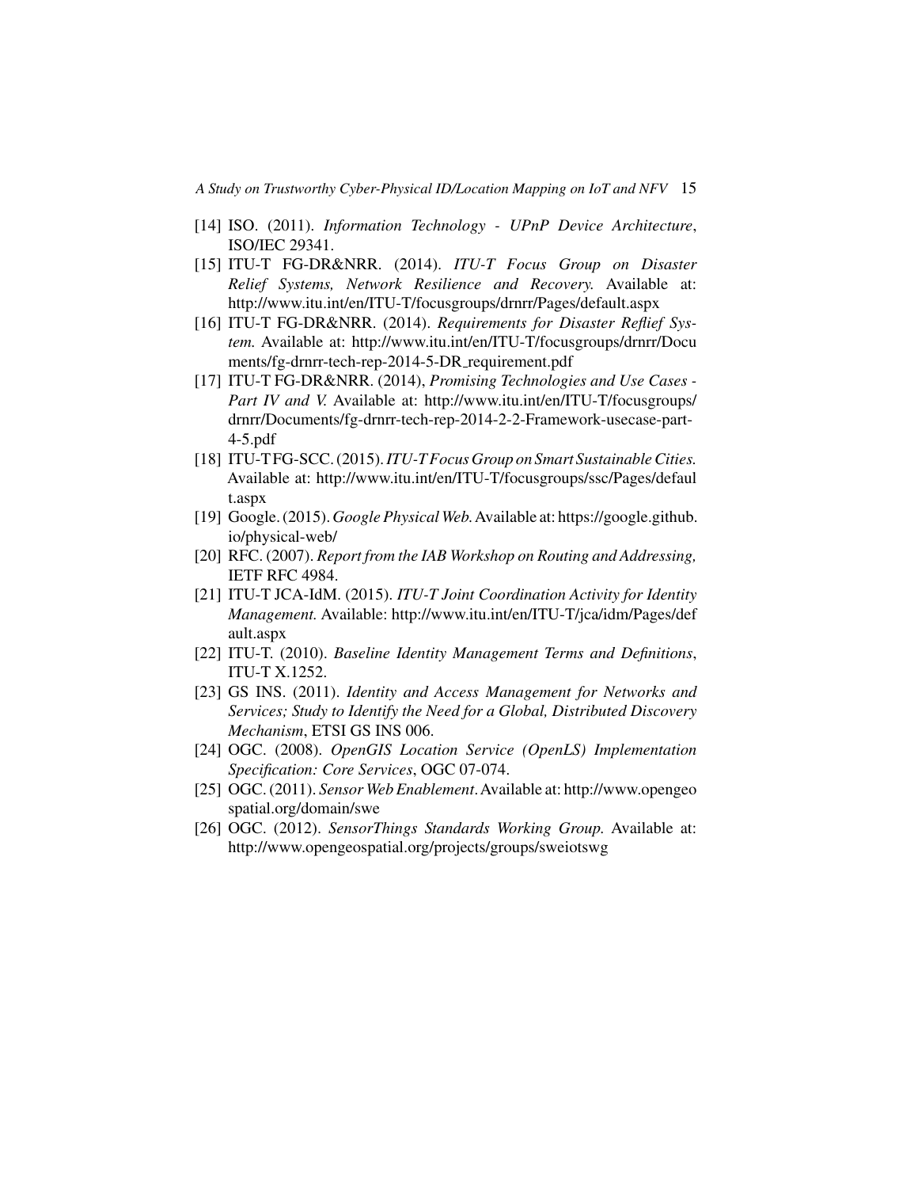[14] ISO. (2011). *Information Technology - UPnP Device Architecture*, ISO/IEC 29341.

[15] ITU-T FG-DR&NRR. (2014). *ITU-T Focus Group on Disaster Relief Systems, Network Resilience and Recovery.* Available at: http://www.itu.int/en/ITU-T/focusgroups/drnrr/Pages/default.aspx

[16] ITU-T FG-DR&NRR. (2014). *Requirements for Disaster Reflief System.* Available at: http://www.itu.int/en/ITU-T/focusgroups/drnrr/Documents/fg-drnrr-tech-rep-2014-5-DR_requirement.pdf

[17] ITU-T FG-DR&NRR. (2014), *Promising Technologies and Use Cases - Part IV and V.* Available at: http://www.itu.int/en/ITU-T/focusgroups/drnrr/Documents/fg-drnrr-tech-rep-2014-2-2-Framework-usecase-part-4-5.pdf

[18] ITU-T FG-SCC. (2015). *ITU-T Focus Group on Smart Sustainable Cities.* Available at: http://www.itu.int/en/ITU-T/focusgroups/ssc/Pages/default.aspx

[19] Google. (2015). *Google Physical Web.* Available at: https://google.github.io/physical-web/

[20] RFC. (2007). *Report from the IAB Workshop on Routing and Addressing,* IETF RFC 4984.

[21] ITU-T JCA-IdM. (2015). *ITU-T Joint Coordination Activity for Identity Management.* Available: http://www.itu.int/en/ITU-T/jca/idm/Pages/default.aspx

[22] ITU-T. (2010). *Baseline Identity Management Terms and Definitions*, ITU-T X.1252.

[23] GS INS. (2011). *Identity and Access Management for Networks and Services; Study to Identify the Need for a Global, Distributed Discovery Mechanism*, ETSI GS INS 006.

[24] OGC. (2008). *OpenGIS Location Service (OpenLS) Implementation Specification: Core Services*, OGC 07-074.

[25] OGC. (2011). *Sensor Web Enablement*. Available at: http://www.opengeospatial.org/domain/swe

[26] OGC. (2012). *SensorThings Standards Working Group.* Available at: http://www.opengeospatial.org/projects/groups/sweiotswg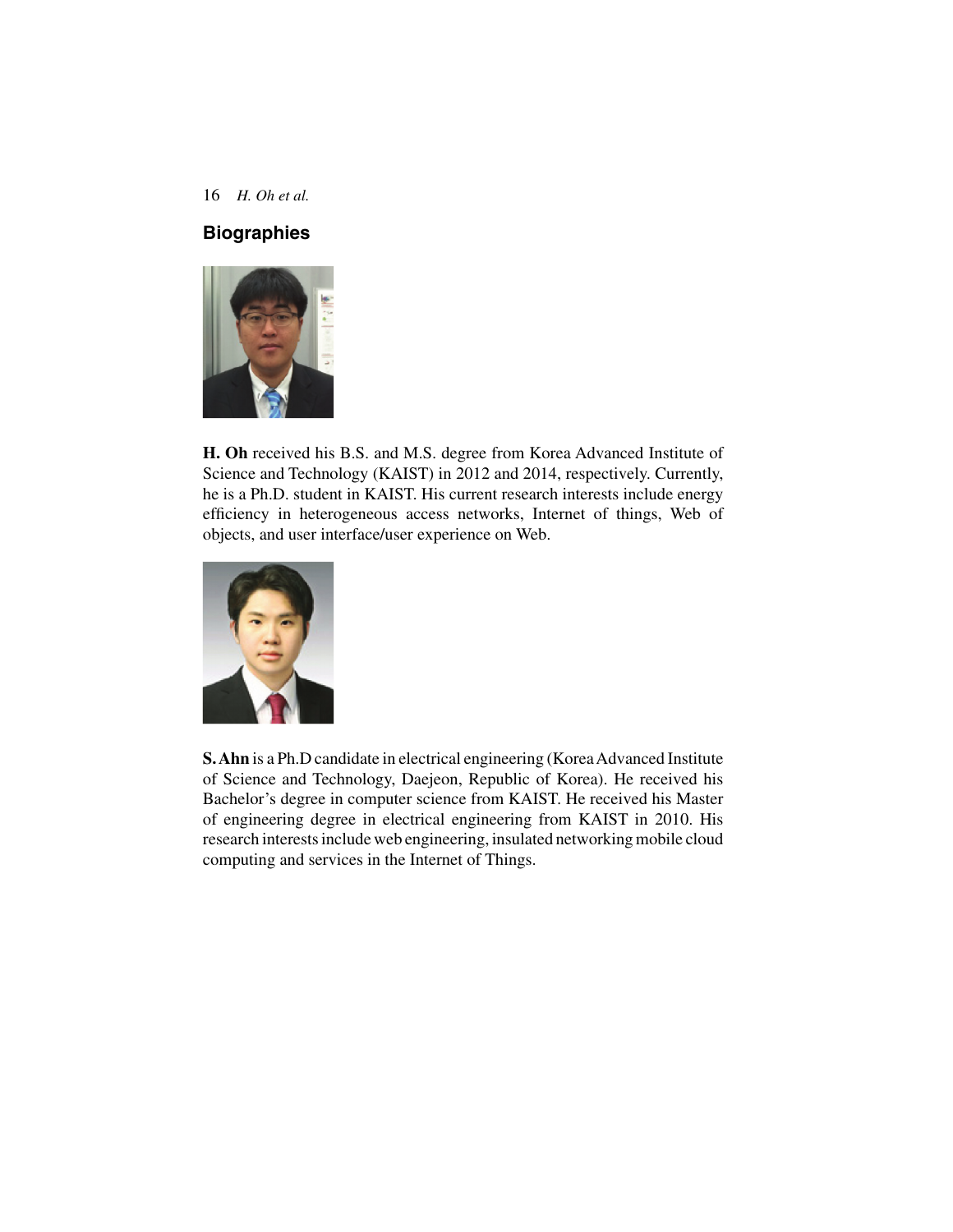## Biographies

**H. Oh** received his B.S. and M.S. degree from Korea Advanced Institute of Science and Technology (KAIST) in 2012 and 2014, respectively. Currently, he is a Ph.D. student in KAIST. His current research interests include energy efficiency in heterogeneous access networks, Internet of things, Web of objects, and user interface/user experience on Web.

**S. Ahn** is a Ph.D candidate in electrical engineering (Korea Advanced Institute of Science and Technology, Daejeon, Republic of Korea). He received his Bachelor's degree in computer science from KAIST. He received his Master of engineering degree in electrical engineering from KAIST in 2010. His research interests include web engineering, insulated networking mobile cloud computing and services in the Internet of Things.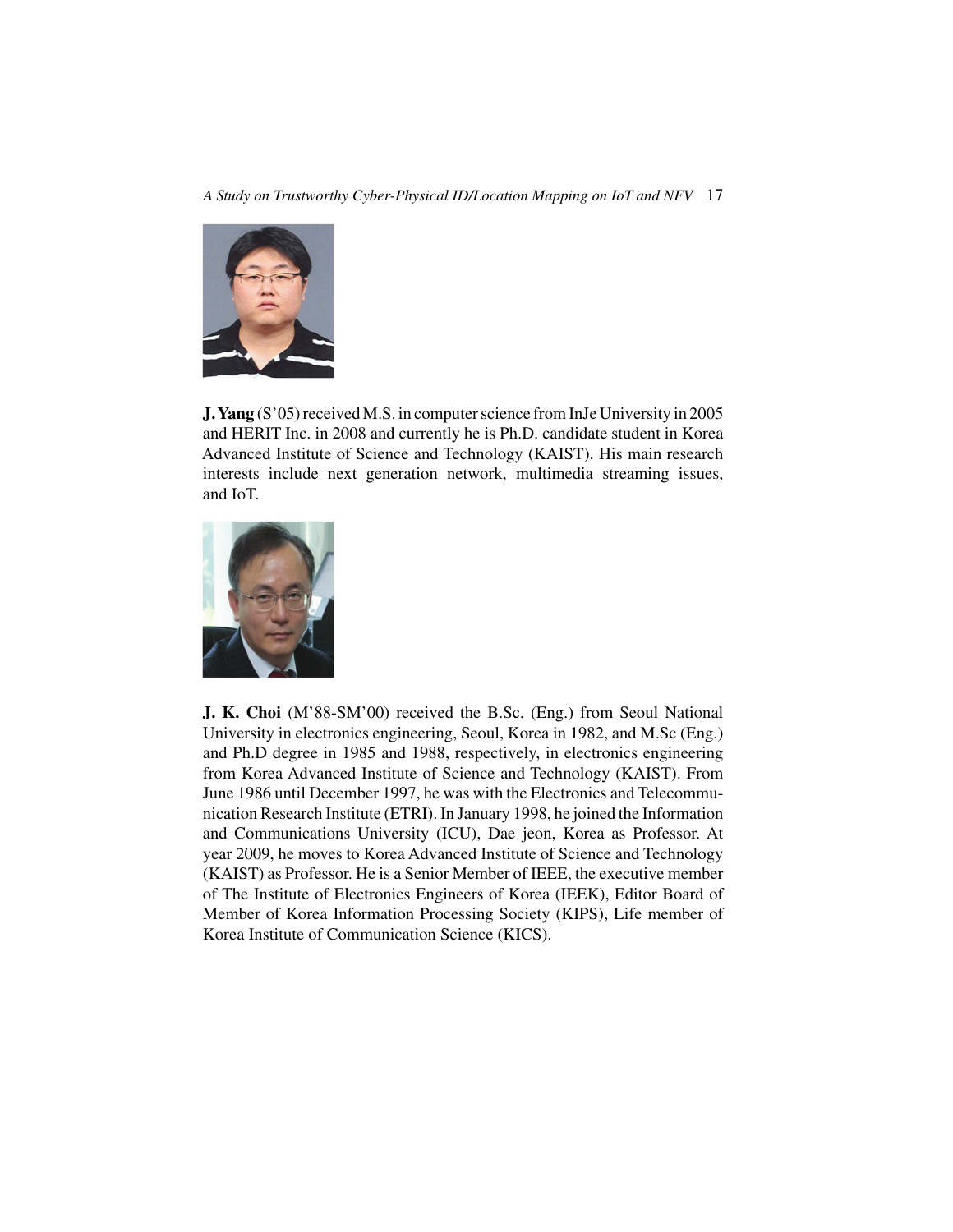**J. Yang** (S'05) received M.S. in computer science from InJe University in 2005 and HERIT Inc. in 2008 and currently he is Ph.D. candidate student in Korea Advanced Institute of Science and Technology (KAIST). His main research interests include next generation network, multimedia streaming issues, and IoT.

**J. K. Choi** (M'88-SM'00) received the B.Sc. (Eng.) from Seoul National University in electronics engineering, Seoul, Korea in 1982, and M.Sc (Eng.) and Ph.D degree in 1985 and 1988, respectively, in electronics engineering from Korea Advanced Institute of Science and Technology (KAIST). From June 1986 until December 1997, he was with the Electronics and Telecommunication Research Institute (ETRI). In January 1998, he joined the Information and Communications University (ICU), Dae jeon, Korea as Professor. At year 2009, he moves to Korea Advanced Institute of Science and Technology (KAIST) as Professor. He is a Senior Member of IEEE, the executive member of The Institute of Electronics Engineers of Korea (IEEK), Editor Board of Member of Korea Information Processing Society (KIPS), Life member of Korea Institute of Communication Science (KICS).